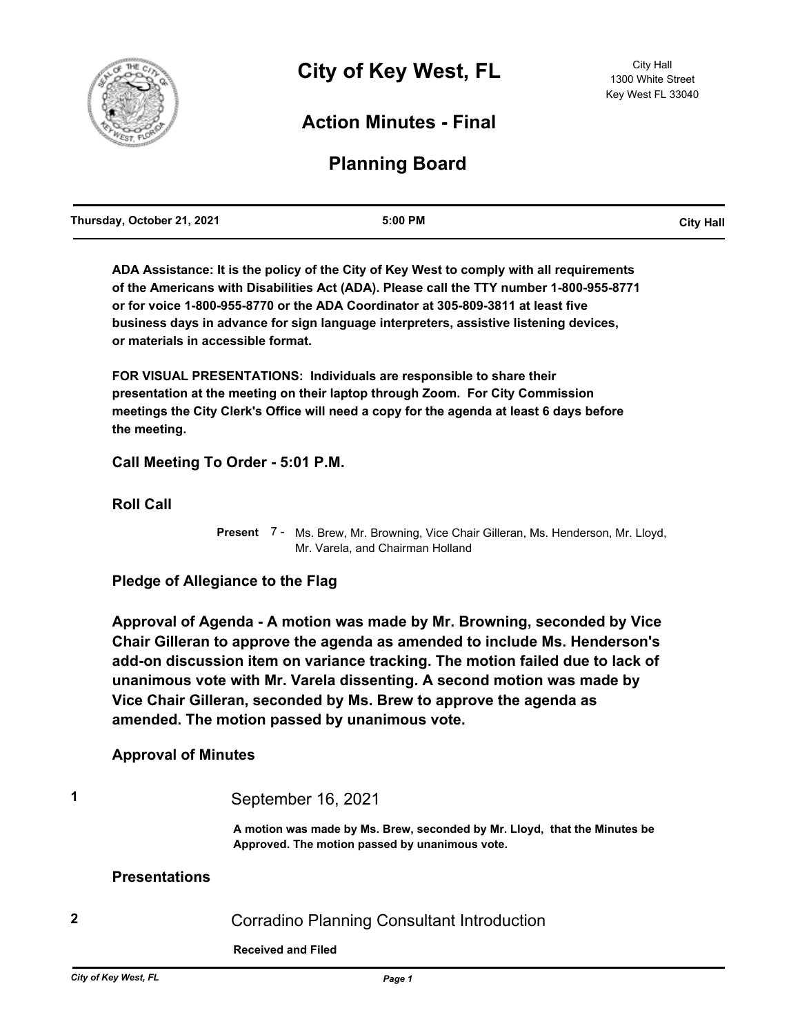# City of Key West, FL

City Hall
1300 White Street
Key West FL 33040

## Action Minutes - Final

## Planning Board

| Thursday, October 21, 2021 | 5:00 PM | City Hall |
|---|---|---|

**ADA Assistance: It is the policy of the City of Key West to comply with all requirements of the Americans with Disabilities Act (ADA). Please call the TTY number 1-800-955-8771 or for voice 1-800-955-8770 or the ADA Coordinator at 305-809-3811 at least five business days in advance for sign language interpreters, assistive listening devices, or materials in accessible format.**

**FOR VISUAL PRESENTATIONS: Individuals are responsible to share their presentation at the meeting on their laptop through Zoom. For City Commission meetings the City Clerk's Office will need a copy for the agenda at least 6 days before the meeting.**

### Call Meeting To Order - 5:01 P.M.

### Roll Call

**Present** 7 - Ms. Brew, Mr. Browning, Vice Chair Gilleran, Ms. Henderson, Mr. Lloyd, Mr. Varela, and Chairman Holland

### Pledge of Allegiance to the Flag

### Approval of Agenda - A motion was made by Mr. Browning, seconded by Vice Chair Gilleran to approve the agenda as amended to include Ms. Henderson's add-on discussion item on variance tracking. The motion failed due to lack of unanimous vote with Mr. Varela dissenting. A second motion was made by Vice Chair Gilleran, seconded by Ms. Brew to approve the agenda as amended. The motion passed by unanimous vote.

### Approval of Minutes

**1** September 16, 2021

**A motion was made by Ms. Brew, seconded by Mr. Lloyd, that the Minutes be Approved. The motion passed by unanimous vote.**

### Presentations

**2** Corradino Planning Consultant Introduction

**Received and Filed**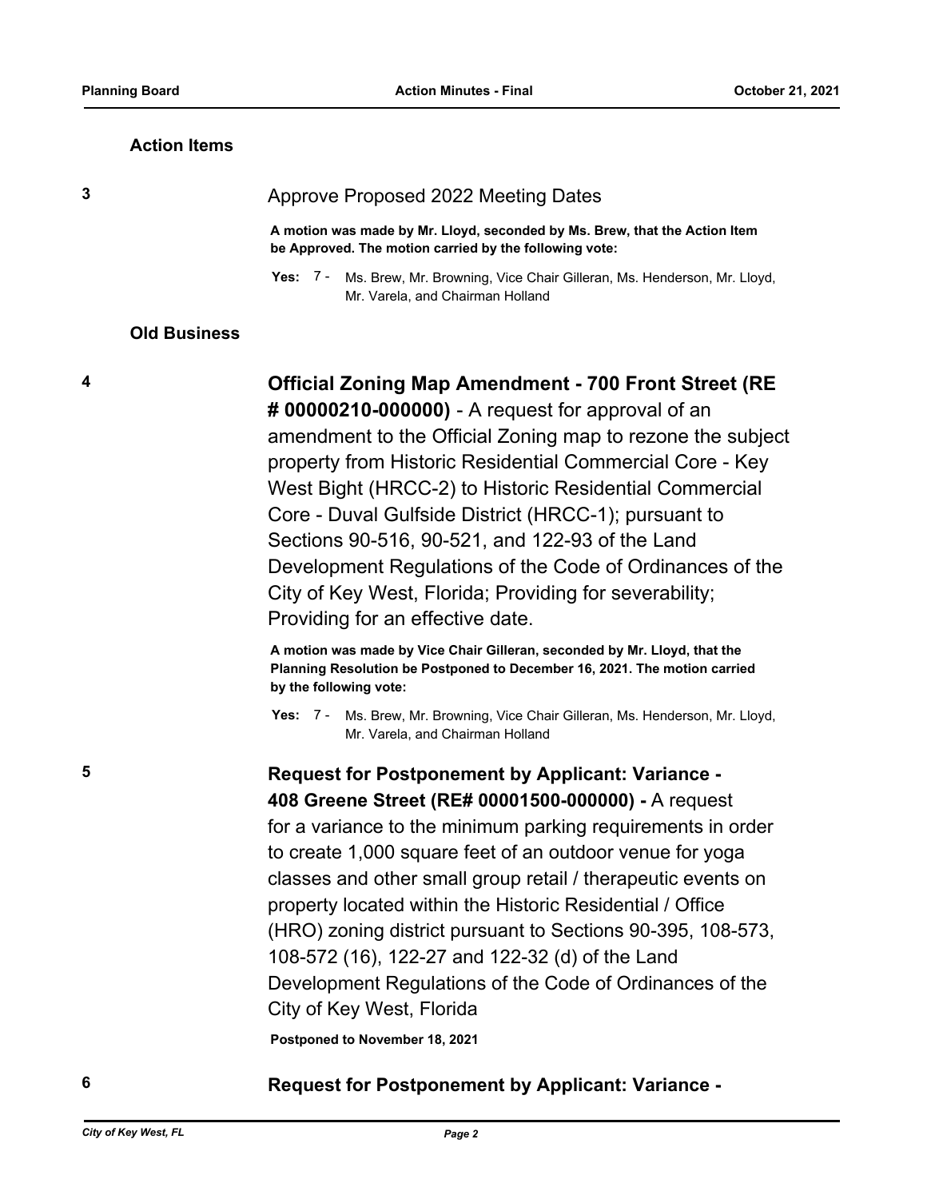## Action Items

**3** Approve Proposed 2022 Meeting Dates

**A motion was made by Mr. Lloyd, seconded by Ms. Brew, that the Action Item be Approved. The motion carried by the following vote:**

**Yes:** 7 - Ms. Brew, Mr. Browning, Vice Chair Gilleran, Ms. Henderson, Mr. Lloyd, Mr. Varela, and Chairman Holland

## Old Business

**4** **Official Zoning Map Amendment - 700 Front Street (RE # 00000210-000000)** - A request for approval of an amendment to the Official Zoning map to rezone the subject property from Historic Residential Commercial Core - Key West Bight (HRCC-2) to Historic Residential Commercial Core - Duval Gulfside District (HRCC-1); pursuant to Sections 90-516, 90-521, and 122-93 of the Land Development Regulations of the Code of Ordinances of the City of Key West, Florida; Providing for severability; Providing for an effective date.

**A motion was made by Vice Chair Gilleran, seconded by Mr. Lloyd, that the Planning Resolution be Postponed to December 16, 2021. The motion carried by the following vote:**

**Yes:** 7 - Ms. Brew, Mr. Browning, Vice Chair Gilleran, Ms. Henderson, Mr. Lloyd, Mr. Varela, and Chairman Holland

**5** **Request for Postponement by Applicant: Variance - 408 Greene Street (RE# 00001500-000000) -** A request for a variance to the minimum parking requirements in order to create 1,000 square feet of an outdoor venue for yoga classes and other small group retail / therapeutic events on property located within the Historic Residential / Office (HRO) zoning district pursuant to Sections 90-395, 108-573, 108-572 (16), 122-27 and 122-32 (d) of the Land Development Regulations of the Code of Ordinances of the City of Key West, Florida

**Postponed to November 18, 2021**

**6** **Request for Postponement by Applicant: Variance -**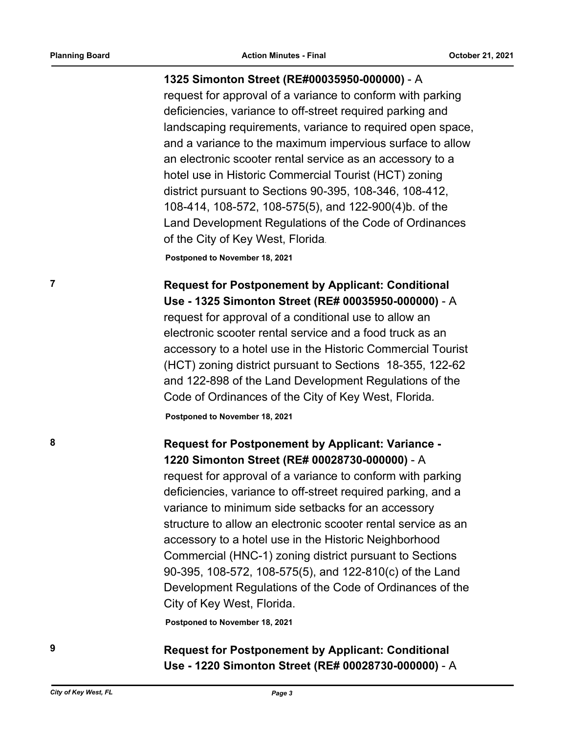**1325 Simonton Street (RE#00035950-000000)** - A request for approval of a variance to conform with parking deficiencies, variance to off-street required parking and landscaping requirements, variance to required open space, and a variance to the maximum impervious surface to allow an electronic scooter rental service as an accessory to a hotel use in Historic Commercial Tourist (HCT) zoning district pursuant to Sections 90-395, 108-346, 108-412, 108-414, 108-572, 108-575(5), and 122-900(4)b. of the Land Development Regulations of the Code of Ordinances of the City of Key West, Florida.

**Postponed to November 18, 2021**

7 **Request for Postponement by Applicant: Conditional Use - 1325 Simonton Street (RE# 00035950-000000)** - A request for approval of a conditional use to allow an electronic scooter rental service and a food truck as an accessory to a hotel use in the Historic Commercial Tourist (HCT) zoning district pursuant to Sections 18-355, 122-62 and 122-898 of the Land Development Regulations of the Code of Ordinances of the City of Key West, Florida*.*

**Postponed to November 18, 2021**

8 **Request for Postponement by Applicant: Variance - 1220 Simonton Street (RE# 00028730-000000)** - A request for approval of a variance to conform with parking deficiencies, variance to off-street required parking, and a variance to minimum side setbacks for an accessory structure to allow an electronic scooter rental service as an accessory to a hotel use in the Historic Neighborhood Commercial (HNC-1) zoning district pursuant to Sections 90-395, 108-572, 108-575(5), and 122-810(c) of the Land Development Regulations of the Code of Ordinances of the City of Key West, Florida.

**Postponed to November 18, 2021**

9 **Request for Postponement by Applicant: Conditional Use - 1220 Simonton Street (RE# 00028730-000000)** - A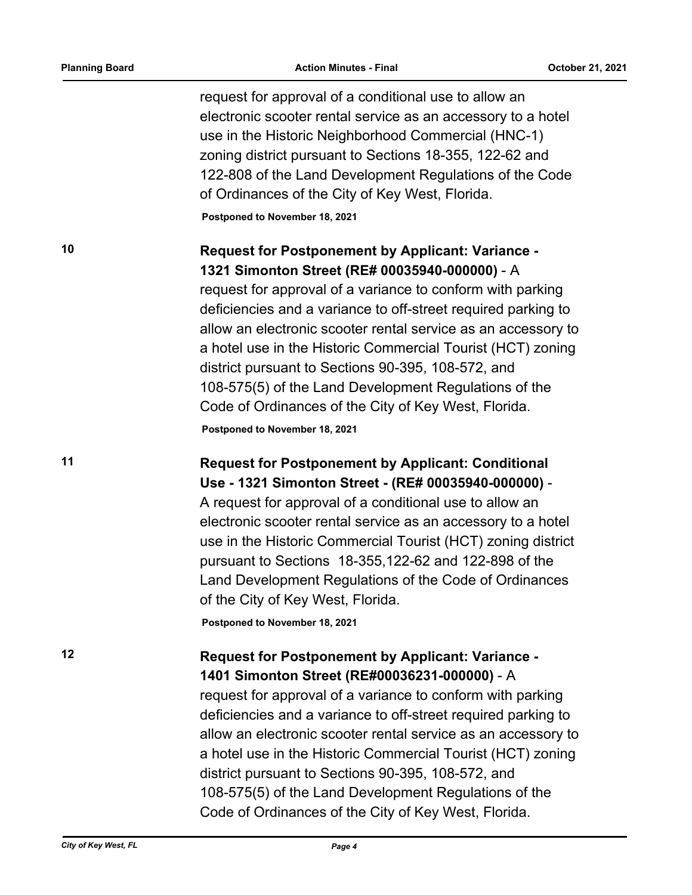request for approval of a conditional use to allow an electronic scooter rental service as an accessory to a hotel use in the Historic Neighborhood Commercial (HNC-1) zoning district pursuant to Sections 18-355, 122-62 and 122-808 of the Land Development Regulations of the Code of Ordinances of the City of Key West, Florida.

**Postponed to November 18, 2021**

10 **Request for Postponement by Applicant: Variance - 1321 Simonton Street (RE# 00035940-000000)** - A request for approval of a variance to conform with parking deficiencies and a variance to off-street required parking to allow an electronic scooter rental service as an accessory to a hotel use in the Historic Commercial Tourist (HCT) zoning district pursuant to Sections 90-395, 108-572, and 108-575(5) of the Land Development Regulations of the Code of Ordinances of the City of Key West, Florida.

**Postponed to November 18, 2021**

11 **Request for Postponement by Applicant: Conditional Use - 1321 Simonton Street - (RE# 00035940-000000)** - A request for approval of a conditional use to allow an electronic scooter rental service as an accessory to a hotel use in the Historic Commercial Tourist (HCT) zoning district pursuant to Sections 18-355,122-62 and 122-898 of the Land Development Regulations of the Code of Ordinances of the City of Key West, Florida.

**Postponed to November 18, 2021**

12 **Request for Postponement by Applicant: Variance - 1401 Simonton Street (RE#00036231-000000)** - A request for approval of a variance to conform with parking deficiencies and a variance to off-street required parking to allow an electronic scooter rental service as an accessory to a hotel use in the Historic Commercial Tourist (HCT) zoning district pursuant to Sections 90-395, 108-572, and 108-575(5) of the Land Development Regulations of the Code of Ordinances of the City of Key West, Florida.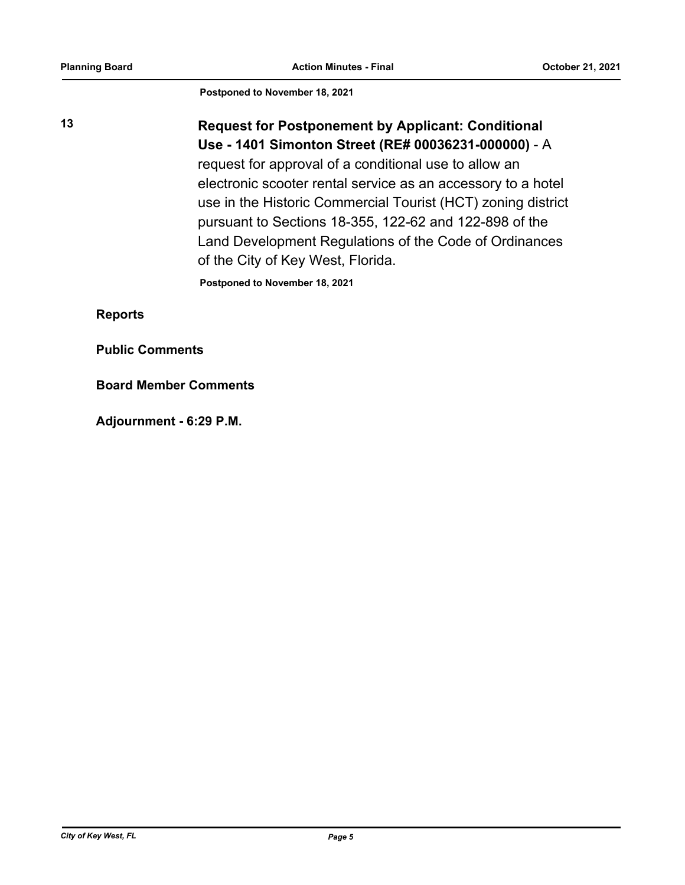**Postponed to November 18, 2021**

13 **Request for Postponement by Applicant: Conditional Use - 1401 Simonton Street (RE# 00036231-000000)** - A request for approval of a conditional use to allow an electronic scooter rental service as an accessory to a hotel use in the Historic Commercial Tourist (HCT) zoning district pursuant to Sections 18-355, 122-62 and 122-898 of the Land Development Regulations of the Code of Ordinances of the City of Key West, Florida.

**Postponed to November 18, 2021**

**Reports**

**Public Comments**

**Board Member Comments**

**Adjournment - 6:29 P.M.**